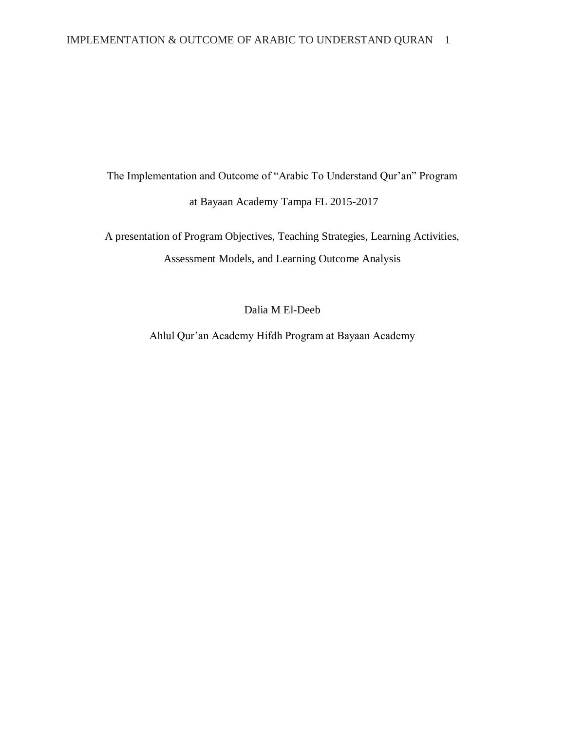# The Implementation and Outcome of "Arabic To Understand Qur'an" Program at Bayaan Academy Tampa FL 2015-2017

A presentation of Program Objectives, Teaching Strategies, Learning Activities, Assessment Models, and Learning Outcome Analysis

Dalia M El-Deeb

Ahlul Qur'an Academy Hifdh Program at Bayaan Academy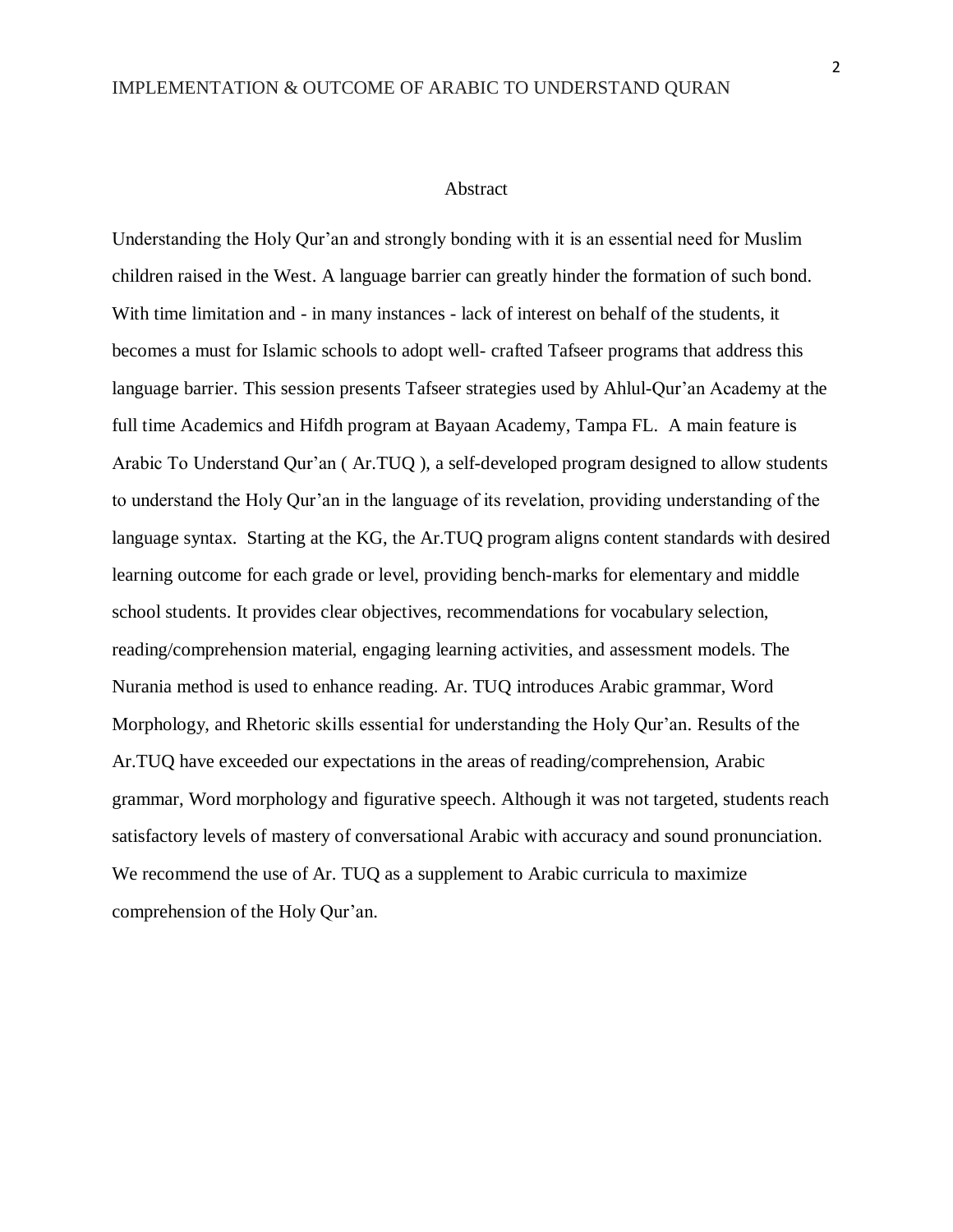# Abstract

Understanding the Holy Qur'an and strongly bonding with it is an essential need for Muslim children raised in the West. A language barrier can greatly hinder the formation of such bond. With time limitation and - in many instances - lack of interest on behalf of the students, it becomes a must for Islamic schools to adopt well- crafted Tafseer programs that address this language barrier. This session presents Tafseer strategies used by Ahlul-Qur'an Academy at the full time Academics and Hifdh program at Bayaan Academy, Tampa FL. A main feature is Arabic To Understand Qur'an ( Ar.TUQ ), a self-developed program designed to allow students to understand the Holy Qur'an in the language of its revelation, providing understanding of the language syntax. Starting at the KG, the Ar.TUQ program aligns content standards with desired learning outcome for each grade or level, providing bench-marks for elementary and middle school students. It provides clear objectives, recommendations for vocabulary selection, reading/comprehension material, engaging learning activities, and assessment models. The Nurania method is used to enhance reading. Ar. TUQ introduces Arabic grammar, Word Morphology, and Rhetoric skills essential for understanding the Holy Qur'an. Results of the Ar.TUQ have exceeded our expectations in the areas of reading/comprehension, Arabic grammar, Word morphology and figurative speech. Although it was not targeted, students reach satisfactory levels of mastery of conversational Arabic with accuracy and sound pronunciation. We recommend the use of Ar. TUQ as a supplement to Arabic curricula to maximize comprehension of the Holy Qur'an.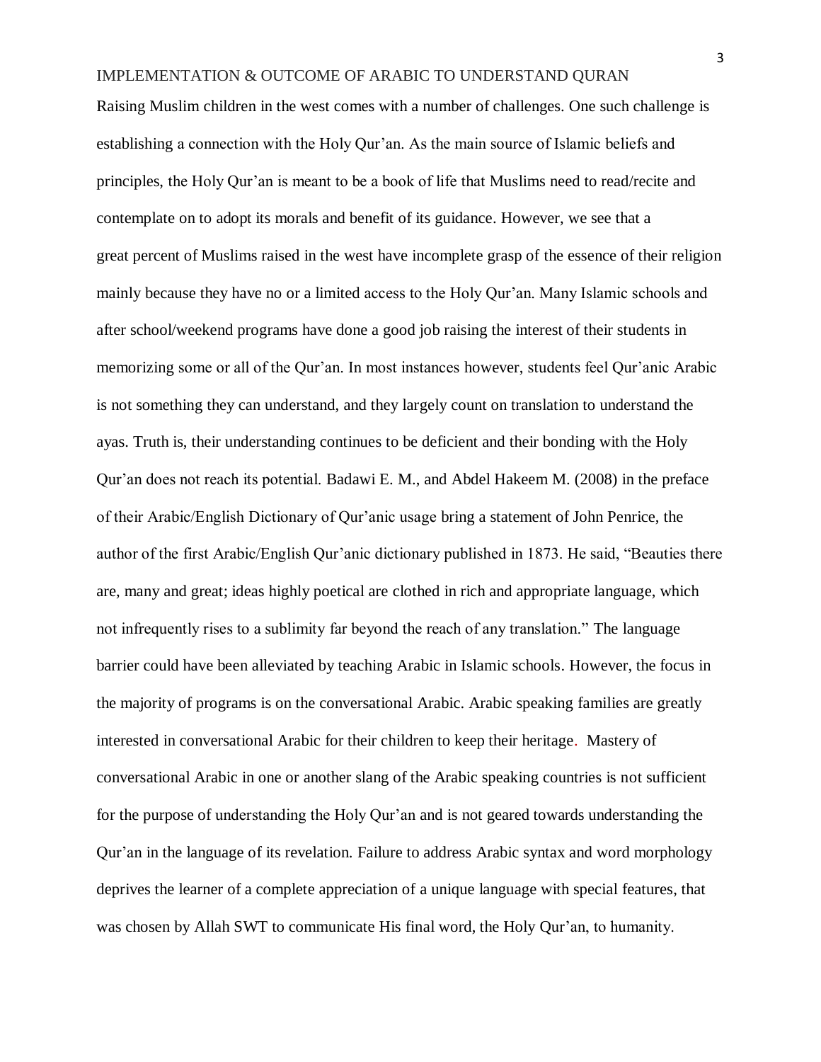Raising Muslim children in the west comes with a number of challenges. One such challenge is establishing a connection with the Holy Qur'an. As the main source of Islamic beliefs and principles, the Holy Qur'an is meant to be a book of life that Muslims need to read/recite and contemplate on to adopt its morals and benefit of its guidance. However, we see that a great percent of Muslims raised in the west have incomplete grasp of the essence of their religion mainly because they have no or a limited access to the Holy Qur'an. Many Islamic schools and after school/weekend programs have done a good job raising the interest of their students in memorizing some or all of the Qur'an. In most instances however, students feel Qur'anic Arabic is not something they can understand, and they largely count on translation to understand the ayas. Truth is, their understanding continues to be deficient and their bonding with the Holy Qur'an does not reach its potential. Badawi E. M., and Abdel Hakeem M. (2008) in the preface of their Arabic/English Dictionary of Qur'anic usage bring a statement of John Penrice, the author of the first Arabic/English Qur'anic dictionary published in 1873. He said, "Beauties there are, many and great; ideas highly poetical are clothed in rich and appropriate language, which not infrequently rises to a sublimity far beyond the reach of any translation." The language barrier could have been alleviated by teaching Arabic in Islamic schools. However, the focus in the majority of programs is on the conversational Arabic. Arabic speaking families are greatly interested in conversational Arabic for their children to keep their heritage. Mastery of conversational Arabic in one or another slang of the Arabic speaking countries is not sufficient for the purpose of understanding the Holy Qur'an and is not geared towards understanding the Qur'an in the language of its revelation. Failure to address Arabic syntax and word morphology deprives the learner of a complete appreciation of a unique language with special features, that was chosen by Allah SWT to communicate His final word, the Holy Qur'an, to humanity.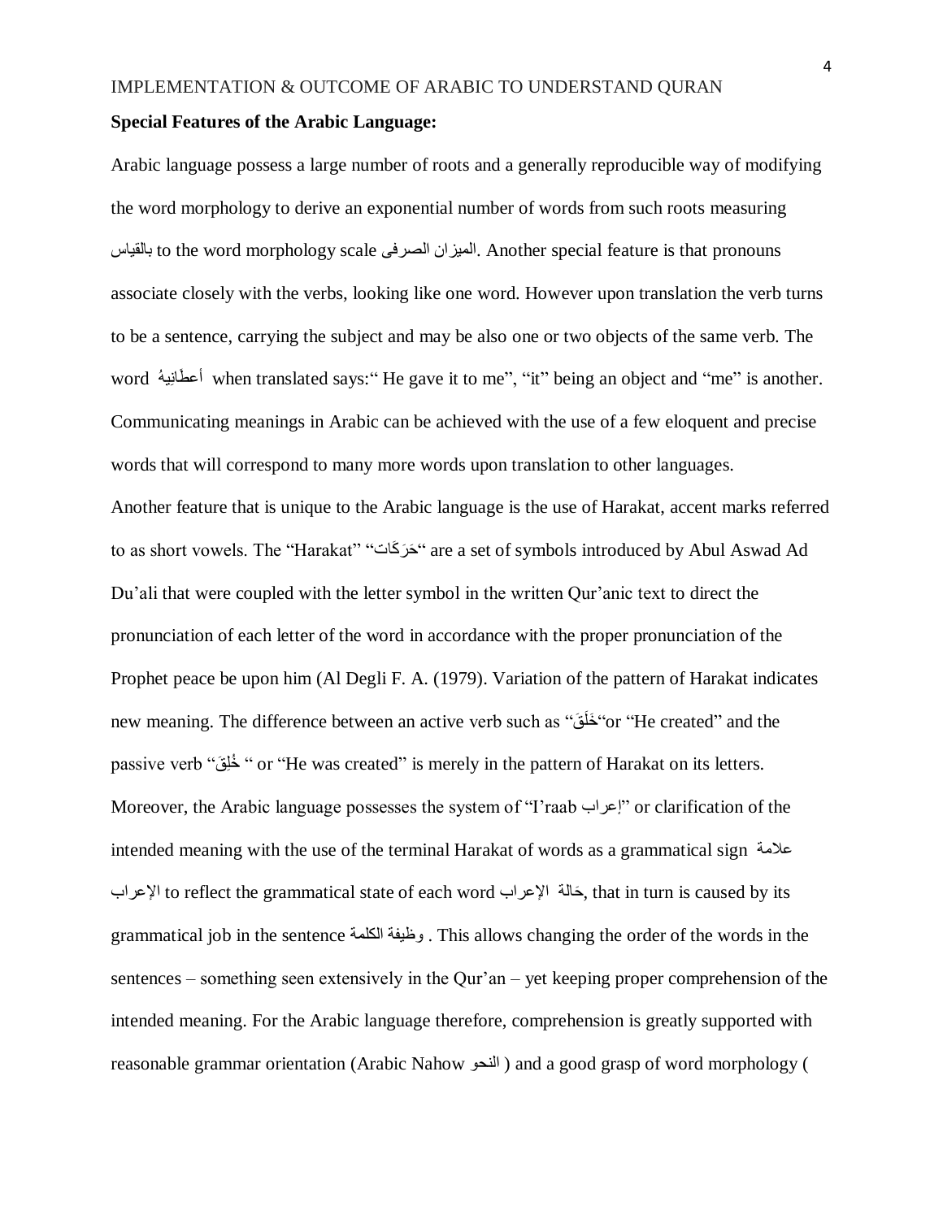**Special Features of the Arabic Language:**

Arabic language possess a large number of roots and a generally reproducible way of modifying the word morphology to derive an exponential number of words from such roots measuring بالقياس to the word morphology scale الميزان الصرفى. Another special feature is that pronouns associate closely with the verbs, looking like one word. However upon translation the verb turns to be a sentence, carrying the subject and may be also one or two objects of the same verb. The word أعطَانِيهُ when translated says:" He gave it to me", "it" being an object and "me" is another. Communicating meanings in Arabic can be achieved with the use of a few eloquent and precise words that will correspond to many more words upon translation to other languages.
Another feature that is unique to the Arabic language is the use of Harakat, accent marks referred to as short vowels. The "Harakat" "حَرَكَات" are a set of symbols introduced by Abul Aswad Ad Du'ali that were coupled with the letter symbol in the written Qur'anic text to direct the pronunciation of each letter of the word in accordance with the proper pronunciation of the Prophet peace be upon him (Al Degli F. A. (1979). Variation of the pattern of Harakat indicates new meaning. The difference between an active verb such as "خَلَقَ"or "He created" and the passive verb "خُلِقَ " or "He was created" is merely in the pattern of Harakat on its letters. Moreover, the Arabic language possesses the system of "I'raab إعراب" or clarification of the intended meaning with the use of the terminal Harakat of words as a grammatical sign علامة الإعراب to reflect the grammatical state of each word حَالة الإعراب, that in turn is caused by its grammatical job in the sentence وظيفة الكلمة . This allows changing the order of the words in the sentences – something seen extensively in the Qur'an – yet keeping proper comprehension of the intended meaning. For the Arabic language therefore, comprehension is greatly supported with reasonable grammar orientation (Arabic Nahow النحو ) and a good grasp of word morphology (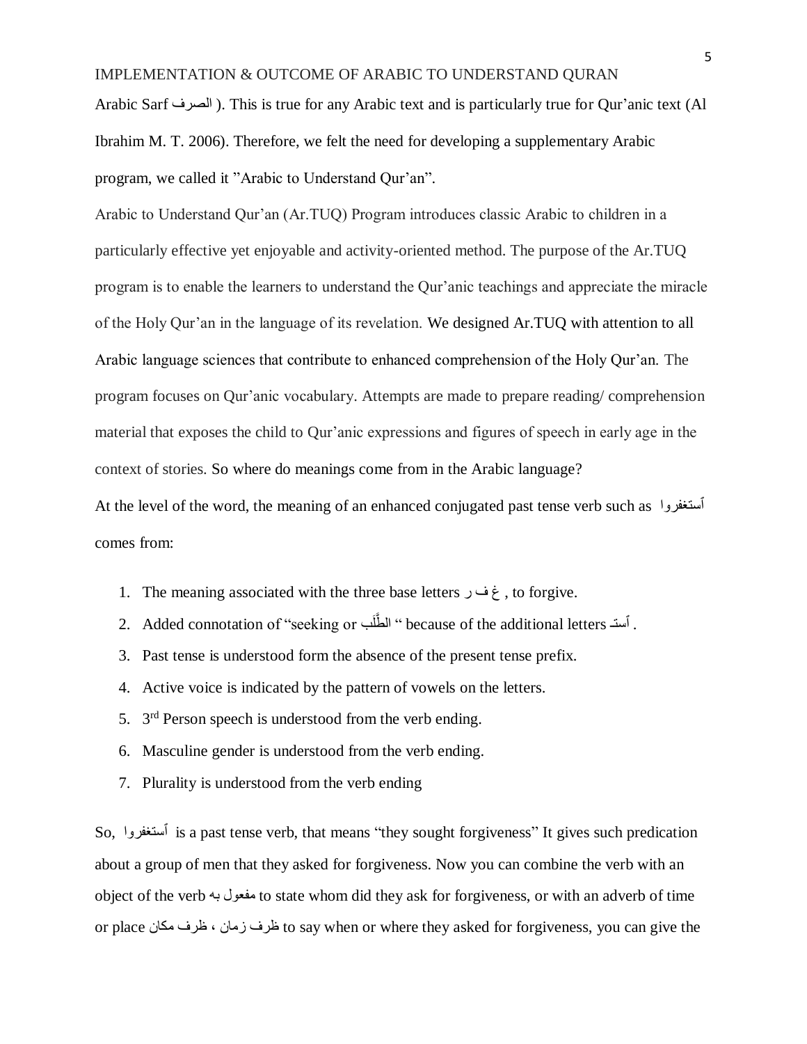Arabic Sarf الصرف ). This is true for any Arabic text and is particularly true for Qur'anic text (Al Ibrahim M. T. 2006). Therefore, we felt the need for developing a supplementary Arabic program, we called it "Arabic to Understand Qur'an".

Arabic to Understand Qur'an (Ar.TUQ) Program introduces classic Arabic to children in a particularly effective yet enjoyable and activity-oriented method. The purpose of the Ar.TUQ program is to enable the learners to understand the Qur'anic teachings and appreciate the miracle of the Holy Qur'an in the language of its revelation. We designed Ar.TUQ with attention to all Arabic language sciences that contribute to enhanced comprehension of the Holy Qur'an. The program focuses on Qur'anic vocabulary. Attempts are made to prepare reading/ comprehension material that exposes the child to Qur'anic expressions and figures of speech in early age in the context of stories. So where do meanings come from in the Arabic language?

At the level of the word, the meaning of an enhanced conjugated past tense verb such as اَستغفروا comes from:

1. The meaning associated with the three base letters غ ف ر , to forgive.
2. Added connotation of "seeking or الطَّلَب " because of the additional letters اَستـ .
3. Past tense is understood form the absence of the present tense prefix.
4. Active voice is indicated by the pattern of vowels on the letters.
5. 3rd Person speech is understood from the verb ending.
6. Masculine gender is understood from the verb ending.
7. Plurality is understood from the verb ending

So, اَستغفروا is a past tense verb, that means "they sought forgiveness" It gives such predication about a group of men that they asked for forgiveness. Now you can combine the verb with an object of the verb مفعول به to state whom did they ask for forgiveness, or with an adverb of time or place ظرف زمان ، ظرف مكان to say when or where they asked for forgiveness, you can give the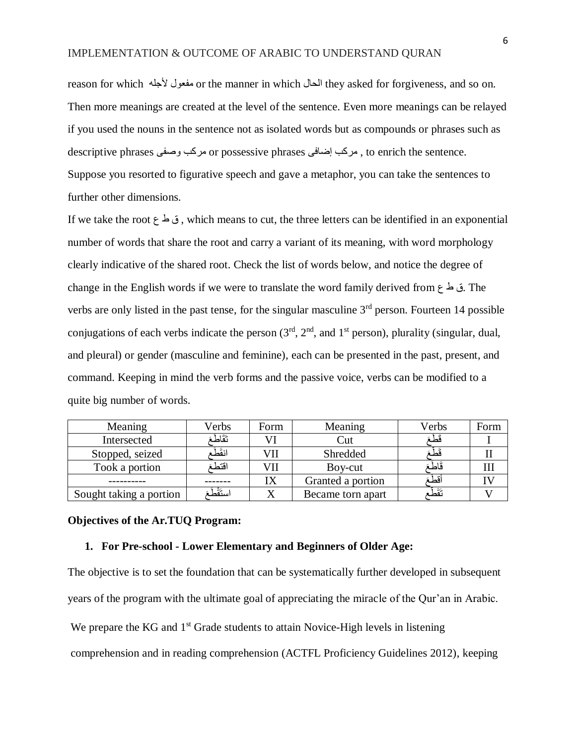reason for which مفعول لأجله or the manner in which الحال they asked for forgiveness, and so on. Then more meanings are created at the level of the sentence. Even more meanings can be relayed if you used the nouns in the sentence not as isolated words but as compounds or phrases such as descriptive phrases مركب وصفى or possessive phrases مركب إضافى , to enrich the sentence. Suppose you resorted to figurative speech and gave a metaphor, you can take the sentences to further other dimensions.

If we take the root ق ط ع , which means to cut, the three letters can be identified in an exponential number of words that share the root and carry a variant of its meaning, with word morphology clearly indicative of the shared root. Check the list of words below, and notice the degree of change in the English words if we were to translate the word family derived from ق ط ع. The verbs are only listed in the past tense, for the singular masculine 3rd person. Fourteen 14 possible conjugations of each verbs indicate the person (3rd, 2nd, and 1st person), plurality (singular, dual, and pleural) or gender (masculine and feminine), each can be presented in the past, present, and command. Keeping in mind the verb forms and the passive voice, verbs can be modified to a quite big number of words.

| Meaning | Verbs | Form | Meaning | Verbs | Form |
|---|---|---|---|---|---|
| Intersected | تَقَاطَعَ | VI | Cut | قَطَعَ | I |
| Stopped, seized | انقَطَع | VII | Shredded | قَطَّعَ | II |
| Took a portion | اقتطَعَ | VII | Boy-cut | قَاطَعَ | III |
| ---------- | ------- | IX | Granted a portion | أقطَعَ | IV |
| Sought taking a portion | استَقْطَعَ | X | Became torn apart | تَقَطَّع | V |

**Objectives of the Ar.TUQ Program:**

**1. For Pre-school - Lower Elementary and Beginners of Older Age:**

The objective is to set the foundation that can be systematically further developed in subsequent years of the program with the ultimate goal of appreciating the miracle of the Qur'an in Arabic.

We prepare the KG and 1st Grade students to attain Novice-High levels in listening comprehension and in reading comprehension (ACTFL Proficiency Guidelines 2012), keeping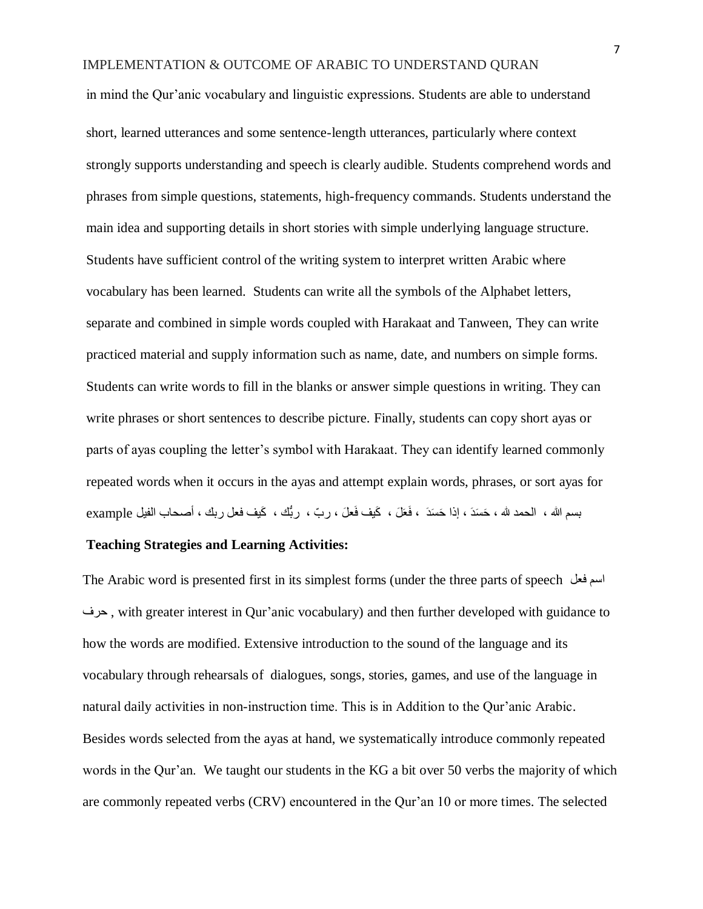in mind the Qur'anic vocabulary and linguistic expressions. Students are able to understand short, learned utterances and some sentence-length utterances, particularly where context strongly supports understanding and speech is clearly audible. Students comprehend words and phrases from simple questions, statements, high-frequency commands. Students understand the main idea and supporting details in short stories with simple underlying language structure. Students have sufficient control of the writing system to interpret written Arabic where vocabulary has been learned. Students can write all the symbols of the Alphabet letters, separate and combined in simple words coupled with Harakaat and Tanween, They can write practiced material and supply information such as name, date, and numbers on simple forms. Students can write words to fill in the blanks or answer simple questions in writing. They can write phrases or short sentences to describe picture. Finally, students can copy short ayas or parts of ayas coupling the letter's symbol with Harakaat. They can identify learned commonly repeated words when it occurs in the ayas and attempt explain words, phrases, or sort ayas for example بسم الله ، الحمد لله ، حَسَدَ ، إذا حَسَدَ ، فَعَلَ ، كَيف فَعلَ ، ربّ ، ربُّك ، كَيف فعل ربك ، أصحاب الفيل

**Teaching Strategies and Learning Activities:**

The Arabic word is presented first in its simplest forms (under the three parts of speech اسم فعل حرف , with greater interest in Qur'anic vocabulary) and then further developed with guidance to how the words are modified. Extensive introduction to the sound of the language and its vocabulary through rehearsals of dialogues, songs, stories, games, and use of the language in natural daily activities in non-instruction time. This is in Addition to the Qur'anic Arabic. Besides words selected from the ayas at hand, we systematically introduce commonly repeated words in the Qur'an. We taught our students in the KG a bit over 50 verbs the majority of which are commonly repeated verbs (CRV) encountered in the Qur'an 10 or more times. The selected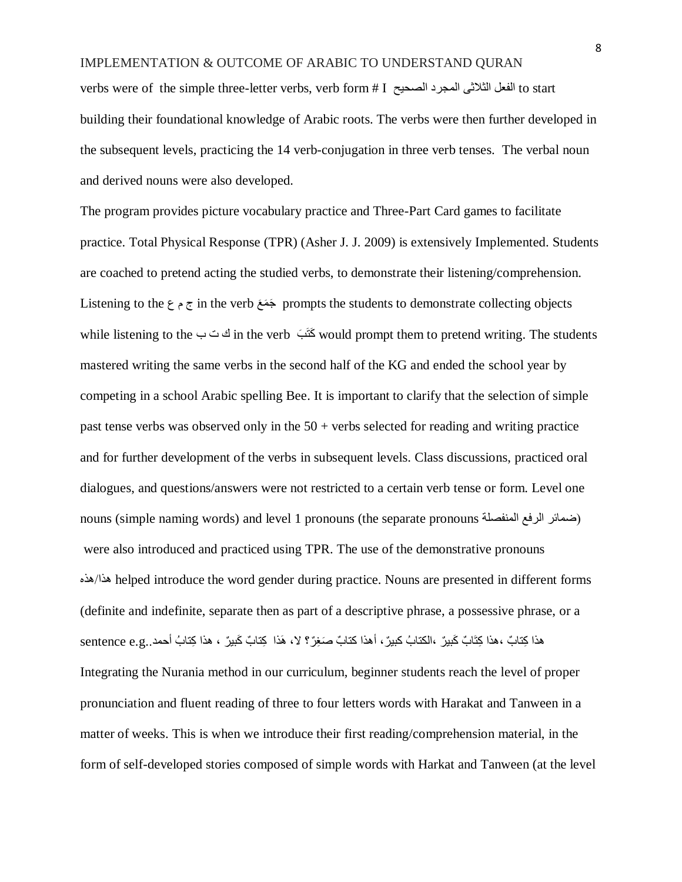verbs were of the simple three-letter verbs, verb form # I الفعل الثلاثى المجرد الصحيح to start building their foundational knowledge of Arabic roots. The verbs were then further developed in the subsequent levels, practicing the 14 verb-conjugation in three verb tenses. The verbal noun and derived nouns were also developed.

The program provides picture vocabulary practice and Three-Part Card games to facilitate practice. Total Physical Response (TPR) (Asher J. J. 2009) is extensively Implemented. Students are coached to pretend acting the studied verbs, to demonstrate their listening/comprehension. Listening to the ج م ع in the verb جَمَعَ prompts the students to demonstrate collecting objects while listening to the ك ت ب in the verb كَتَبَ would prompt them to pretend writing. The students mastered writing the same verbs in the second half of the KG and ended the school year by competing in a school Arabic spelling Bee. It is important to clarify that the selection of simple past tense verbs was observed only in the 50 + verbs selected for reading and writing practice and for further development of the verbs in subsequent levels. Class discussions, practiced oral dialogues, and questions/answers were not restricted to a certain verb tense or form. Level one nouns (simple naming words) and level 1 pronouns (the separate pronouns ضمائر الرفع المنفصلة) were also introduced and practiced using TPR. The use of the demonstrative pronouns هذا/هذه helped introduce the word gender during practice. Nouns are presented in different forms (definite and indefinite, separate then as part of a descriptive phrase, a possessive phrase, or a sentence e.g. هذا كِتابٌ ،هذا كِتَابٌ كَبيرٌ ،الكتابُ كبيرٌ، أهذا كتابٌ صَغِرٌ؟ لا، هَذا كِتابٌ كَبيرٌ ، هذا كِتابُ أحمد..

Integrating the Nurania method in our curriculum, beginner students reach the level of proper pronunciation and fluent reading of three to four letters words with Harakat and Tanween in a matter of weeks. This is when we introduce their first reading/comprehension material, in the form of self-developed stories composed of simple words with Harkat and Tanween (at the level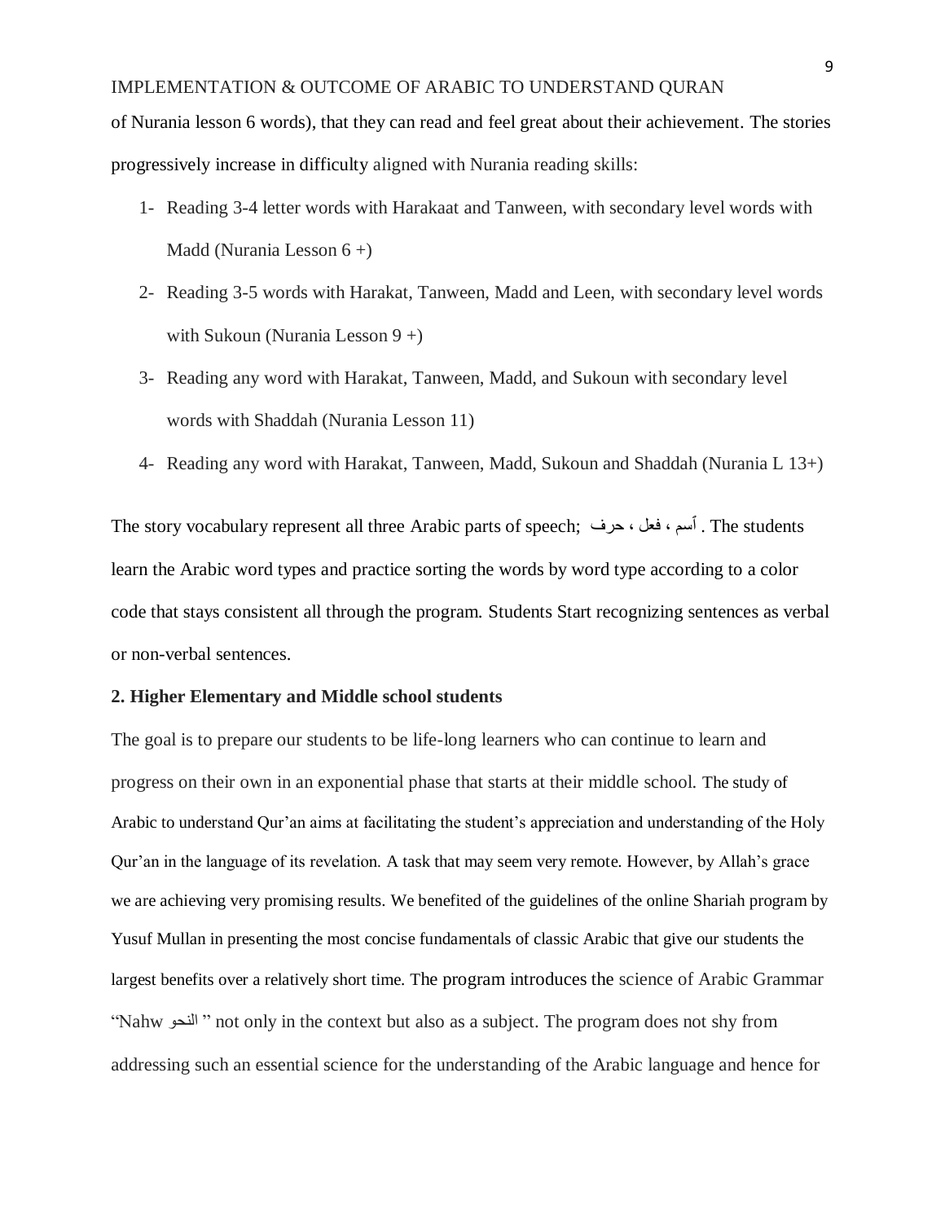of Nurania lesson 6 words), that they can read and feel great about their achievement. The stories progressively increase in difficulty aligned with Nurania reading skills:

1- Reading 3-4 letter words with Harakaat and Tanween, with secondary level words with Madd (Nurania Lesson 6 +)
2- Reading 3-5 words with Harakat, Tanween, Madd and Leen, with secondary level words with Sukoun (Nurania Lesson 9 +)
3- Reading any word with Harakat, Tanween, Madd, and Sukoun with secondary level words with Shaddah (Nurania Lesson 11)
4- Reading any word with Harakat, Tanween, Madd, Sukoun and Shaddah (Nurania L 13+)

The story vocabulary represent all three Arabic parts of speech; أسم ، فعل ، حرف . The students learn the Arabic word types and practice sorting the words by word type according to a color code that stays consistent all through the program. Students Start recognizing sentences as verbal or non-verbal sentences.

**2. Higher Elementary and Middle school students**

The goal is to prepare our students to be life-long learners who can continue to learn and progress on their own in an exponential phase that starts at their middle school. The study of Arabic to understand Qur'an aims at facilitating the student's appreciation and understanding of the Holy Qur'an in the language of its revelation. A task that may seem very remote. However, by Allah's grace we are achieving very promising results. We benefited of the guidelines of the online Shariah program by Yusuf Mullan in presenting the most concise fundamentals of classic Arabic that give our students the largest benefits over a relatively short time. The program introduces the science of Arabic Grammar "Nahw النحو " not only in the context but also as a subject. The program does not shy from addressing such an essential science for the understanding of the Arabic language and hence for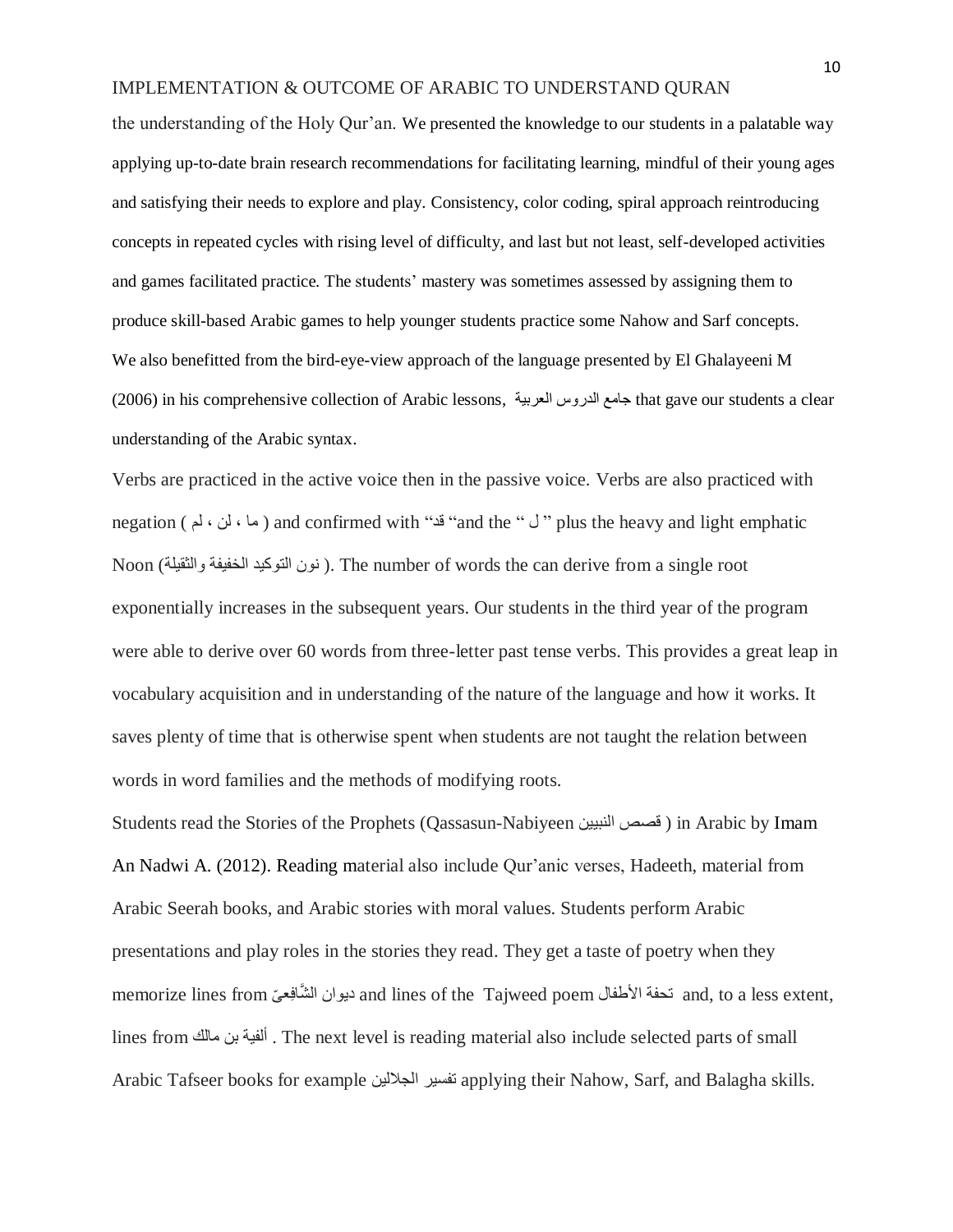the understanding of the Holy Qur'an. We presented the knowledge to our students in a palatable way applying up-to-date brain research recommendations for facilitating learning, mindful of their young ages and satisfying their needs to explore and play. Consistency, color coding, spiral approach reintroducing concepts in repeated cycles with rising level of difficulty, and last but not least, self-developed activities and games facilitated practice. The students' mastery was sometimes assessed by assigning them to produce skill-based Arabic games to help younger students practice some Nahow and Sarf concepts. We also benefitted from the bird-eye-view approach of the language presented by El Ghalayeeni M (2006) in his comprehensive collection of Arabic lessons, جامع الدروس العربية that gave our students a clear understanding of the Arabic syntax.

Verbs are practiced in the active voice then in the passive voice. Verbs are also practiced with negation ( ما ، لن ، لم ) and confirmed with "قد" and the " ل " plus the heavy and light emphatic Noon (نون التوكيد الخفيفة والثقيلة ). The number of words the can derive from a single root exponentially increases in the subsequent years. Our students in the third year of the program were able to derive over 60 words from three-letter past tense verbs. This provides a great leap in vocabulary acquisition and in understanding of the nature of the language and how it works. It saves plenty of time that is otherwise spent when students are not taught the relation between words in word families and the methods of modifying roots.

Students read the Stories of the Prophets (Qassasun-Nabiyeen قصص النبيين ) in Arabic by Imam An Nadwi A. (2012). Reading material also include Qur'anic verses, Hadeeth, material from Arabic Seerah books, and Arabic stories with moral values. Students perform Arabic presentations and play roles in the stories they read. They get a taste of poetry when they memorize lines from ديوان الشَّافِعِيّ and lines of the Tajweed poem تحفة الأطفال and, to a less extent, lines from ألفية بن مالك . The next level is reading material also include selected parts of small Arabic Tafseer books for example تفسير الجلالين applying their Nahow, Sarf, and Balagha skills.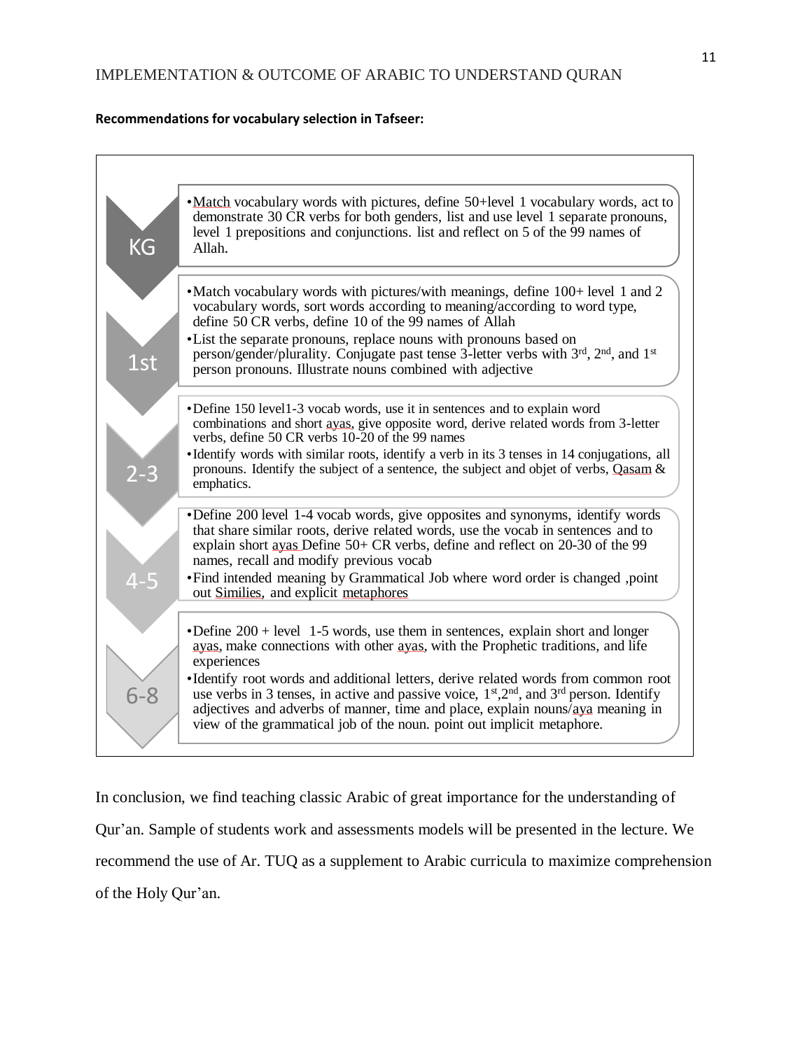**Recommendations for vocabulary selection in Tafseer:**

**KG**

- Match vocabulary words with pictures, define 50+level 1 vocabulary words, act to demonstrate 30 CR verbs for both genders, list and use level 1 separate pronouns, level 1 prepositions and conjunctions. list and reflect on 5 of the 99 names of Allah.

**1st**

- Match vocabulary words with pictures/with meanings, define 100+ level 1 and 2 vocabulary words, sort words according to meaning/according to word type, define 50 CR verbs, define 10 of the 99 names of Allah
- List the separate pronouns, replace nouns with pronouns based on person/gender/plurality. Conjugate past tense 3-letter verbs with 3rd, 2nd, and 1st person pronouns. Illustrate nouns combined with adjective

**2-3**

- Define 150 level1-3 vocab words, use it in sentences and to explain word combinations and short ayas, give opposite word, derive related words from 3-letter verbs, define 50 CR verbs 10-20 of the 99 names
- Identify words with similar roots, identify a verb in its 3 tenses in 14 conjugations, all pronouns. Identify the subject of a sentence, the subject and objet of verbs, Qasam & emphatics.

**4-5**

- Define 200 level 1-4 vocab words, give opposites and synonyms, identify words that share similar roots, derive related words, use the vocab in sentences and to explain short ayas Define 50+ CR verbs, define and reflect on 20-30 of the 99 names, recall and modify previous vocab
- Find intended meaning by Grammatical Job where word order is changed ,point out Similies, and explicit metaphores

**6-8**

- Define 200 + level 1-5 words, use them in sentences, explain short and longer ayas, make connections with other ayas, with the Prophetic traditions, and life experiences
- Identify root words and additional letters, derive related words from common root use verbs in 3 tenses, in active and passive voice, 1st,2nd, and 3rd person. Identify adjectives and adverbs of manner, time and place, explain nouns/aya meaning in view of the grammatical job of the noun. point out implicit metaphore.

In conclusion, we find teaching classic Arabic of great importance for the understanding of Qur'an. Sample of students work and assessments models will be presented in the lecture. We recommend the use of Ar. TUQ as a supplement to Arabic curricula to maximize comprehension of the Holy Qur'an.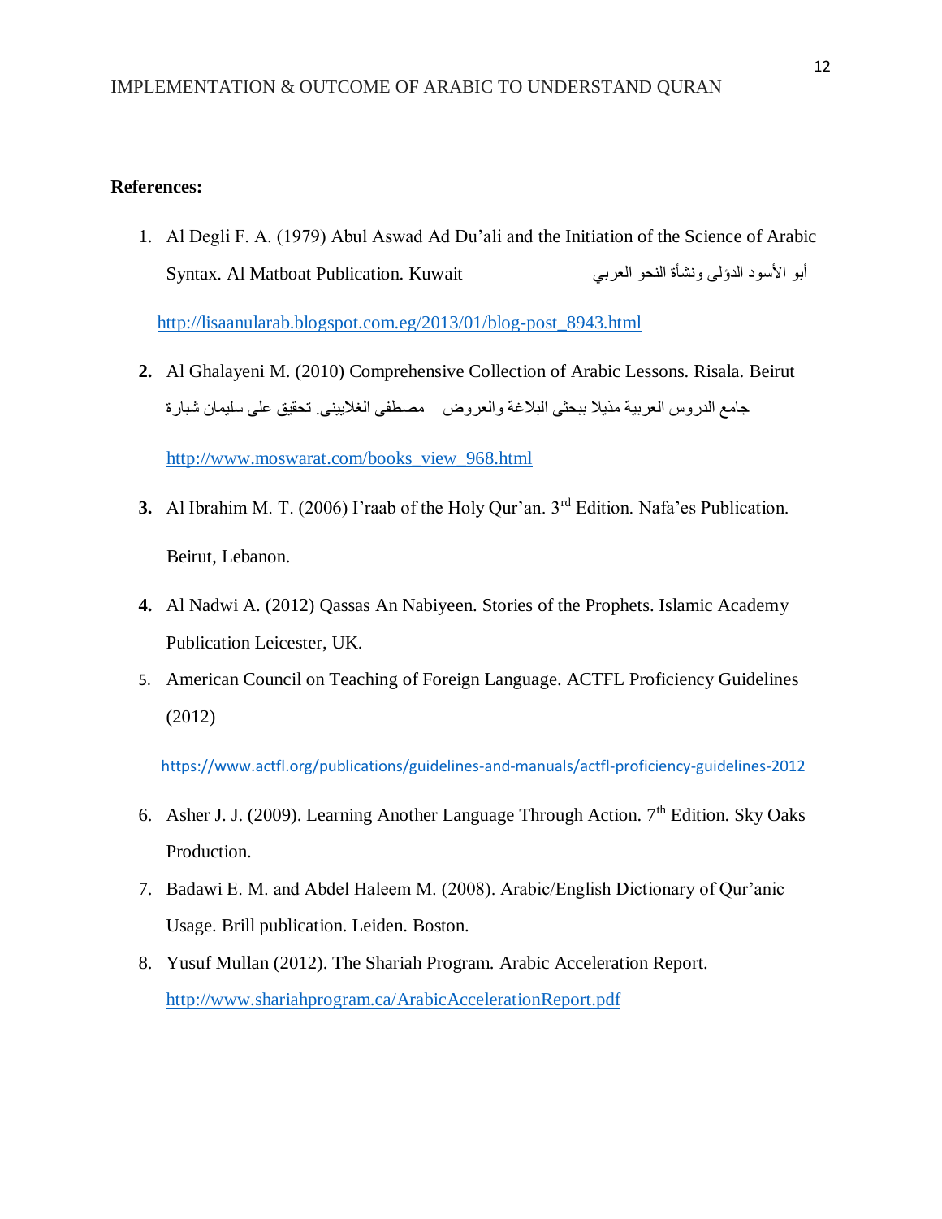**References:**

1. Al Degli F. A. (1979) Abul Aswad Ad Du'ali and the Initiation of the Science of Arabic Syntax. Al Matboat Publication. Kuwait أبو الأسود الدؤلى ونشأة النحو العربي
   http://lisaanularab.blogspot.com.eg/2013/01/blog-post_8943.html

2. Al Ghalayeni M. (2010) Comprehensive Collection of Arabic Lessons. Risala. Beirut
   جامع الدروس العربية مذيلا ببحثى البلاغة والعروض – مصطفى الغلايينى. تحقيق على سليمان شبارة
   http://www.moswarat.com/books_view_968.html

3. Al Ibrahim M. T. (2006) I'raab of the Holy Qur'an. 3rd Edition. Nafa'es Publication. Beirut, Lebanon.

4. Al Nadwi A. (2012) Qassas An Nabiyeen. Stories of the Prophets. Islamic Academy Publication Leicester, UK.

5. American Council on Teaching of Foreign Language. ACTFL Proficiency Guidelines (2012)
   https://www.actfl.org/publications/guidelines-and-manuals/actfl-proficiency-guidelines-2012

6. Asher J. J. (2009). Learning Another Language Through Action. 7th Edition. Sky Oaks Production.

7. Badawi E. M. and Abdel Haleem M. (2008). Arabic/English Dictionary of Qur'anic Usage. Brill publication. Leiden. Boston.

8. Yusuf Mullan (2012). The Shariah Program. Arabic Acceleration Report.
   http://www.shariahprogram.ca/ArabicAccelerationReport.pdf